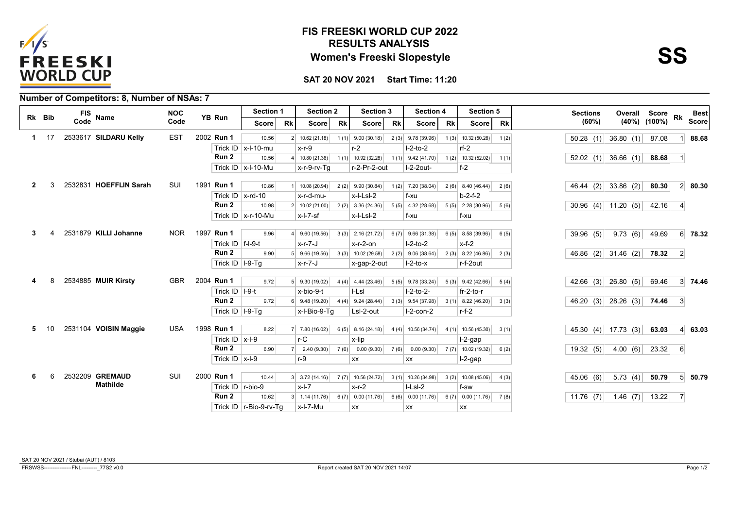# FIS FREESKI WORLD CUP 2022

## RESULTS ANALYSIS

## Women's Freeski Slopestyle

**SS**

**SAT 20 NOV 2021 Start Time: 11:20**

### Number of Competitors: 8, Number of NSAs: 7

| Rk | Bib | FIS Code | Name | NOC Code | YB | Run | Section 1 Score | Rk | Section 2 Score | Rk | Section 3 Score | Rk | Section 4 Score | Rk | Section 5 Score | Rk | Sections (60%) | Overall (40%) | Score (100%) | Rk | Best Score |
|---|---|---|---|---|---|---|---|---|---|---|---|---|---|---|---|---|---|---|---|---|---|
| 1 | 17 | 2533617 | **SILDARU Kelly** | EST | 2002 | **Run 1** | 10.56 | 2 | 10.62 (21.18) | 1 (1) | 9.00 (30.18) | 2 (3) | 9.78 (39.96) | 1 (3) | 10.32 (50.28) | 1 (2) | 50.28 (1) | 36.80 (1) | 87.08 | 1 | **88.68** |
| | | | | | | Trick ID | x-l-10-mu | | x-r-9 | | r-2 | | l-2-to-2 | | rf-2 | | | | | | |
| | | | | | | **Run 2** | 10.56 | 4 | 10.80 (21.36) | 1 (1) | 10.92 (32.28) | 1 (1) | 9.42 (41.70) | 1 (2) | 10.32 (52.02) | 1 (1) | 52.02 (1) | 36.66 (1) | **88.68** | 1 | |
| | | | | | | Trick ID | x-l-10-Mu | | x-r-9-rv-Tg | | r-2-Pr-2-out | | l-2-2out- | | f-2 | | | | | | |
| 2 | 3 | 2532831 | **HOEFFLIN Sarah** | SUI | 1991 | **Run 1** | 10.86 | 1 | 10.08 (20.94) | 2 (2) | 9.90 (30.84) | 1 (2) | 7.20 (38.04) | 2 (6) | 8.40 (46.44) | 2 (6) | 46.44 (2) | 33.86 (2) | 80.30 | 2 | **80.30** |
| | | | | | | Trick ID | x-rd-10 | | x-r-d-mu- | | x-l-Lsl-2 | | f-xu | | b-2-f-2 | | | | | | |
| | | | | | | **Run 2** | 10.98 | 2 | 10.02 (21.00) | 2 (2) | 3.36 (24.36) | 5 (5) | 4.32 (28.68) | 5 (5) | 2.28 (30.96) | 5 (6) | 30.96 (4) | 11.20 (5) | 42.16 | 4 | |
| | | | | | | Trick ID | x-r-10-Mu | | x-l-7-sf | | x-l-Lsl-2 | | f-xu | | f-xu | | | | | | |
| 3 | 4 | 2531879 | **KILLI Johanne** | NOR | 1997 | **Run 1** | 9.96 | 4 | 9.60 (19.56) | 3 (3) | 2.16 (21.72) | 6 (7) | 9.66 (31.38) | 6 (5) | 8.58 (39.96) | 6 (5) | 39.96 (5) | 9.73 (6) | 49.69 | 6 | **78.32** |
| | | | | | | Trick ID | f-l-9-t | | x-r-7-J | | x-r-2-on | | l-2-to-2 | | x-f-2 | | | | | | |
| | | | | | | **Run 2** | 9.90 | 5 | 9.66 (19.56) | 3 (3) | 10.02 (29.58) | 2 (2) | 9.06 (38.64) | 2 (3) | 8.22 (46.86) | 2 (3) | 46.86 (2) | 31.46 (2) | **78.32** | 2 | |
| | | | | | | Trick ID | l-9-Tg | | x-r-7-J | | x-gap-2-out | | l-2-to-x | | r-f-2out | | | | | | |
| 4 | 8 | 2534885 | **MUIR Kirsty** | GBR | 2004 | **Run 1** | 9.72 | 5 | 9.30 (19.02) | 4 (4) | 4.44 (23.46) | 5 (5) | 9.78 (33.24) | 5 (3) | 9.42 (42.66) | 5 (4) | 42.66 (3) | 26.80 (5) | 69.46 | 3 | **74.46** |
| | | | | | | Trick ID | l-9-t | | x-bio-9-t | | l-Lsl | | l-2-to-2- | | fr-2-to-r | | | | | | |
| | | | | | | **Run 2** | 9.72 | 6 | 9.48 (19.20) | 4 (4) | 9.24 (28.44) | 3 (3) | 9.54 (37.98) | 3 (1) | 8.22 (46.20) | 3 (3) | 46.20 (3) | 28.26 (3) | **74.46** | 3 | |
| | | | | | | Trick ID | l-9-Tg | | x-l-Bio-9-Tg | | Lsl-2-out | | l-2-con-2 | | r-f-2 | | | | | | |
| 5 | 10 | 2531104 | **VOISIN Maggie** | USA | 1998 | **Run 1** | 8.22 | 7 | 7.80 (16.02) | 6 (5) | 8.16 (24.18) | 4 (4) | 10.56 (34.74) | 4 (1) | 10.56 (45.30) | 3 (1) | 45.30 (4) | 17.73 (3) | 63.03 | 4 | **63.03** |
| | | | | | | Trick ID | x-l-9 | | r-C | | x-lip | | | | l-2-gap | | | | | | |
| | | | | | | **Run 2** | 6.90 | 7 | 2.40 (9.30) | 7 (6) | 0.00 (9.30) | 7 (6) | 0.00 (9.30) | 7 (7) | 10.02 (19.32) | 6 (2) | 19.32 (5) | 4.00 (6) | 23.32 | 6 | |
| | | | | | | Trick ID | x-l-9 | | r-9 | | xx | | xx | | l-2-gap | | | | | | |
| 6 | 6 | 2532209 | **GREMAUD Mathilde** | SUI | 2000 | **Run 1** | 10.44 | 3 | 3.72 (14.16) | 7 (7) | 10.56 (24.72) | 3 (1) | 10.26 (34.98) | 3 (2) | 10.08 (45.06) | 4 (3) | 45.06 (6) | 5.73 (4) | 50.79 | 5 | **50.79** |
| | | | | | | Trick ID | r-bio-9 | | x-l-7 | | x-r-2 | | l-Lsl-2 | | f-sw | | | | | | |
| | | | | | | **Run 2** | 10.62 | 3 | 1.14 (11.76) | 6 (7) | 0.00 (11.76) | 6 (6) | 0.00 (11.76) | 6 (7) | 0.00 (11.76) | 7 (8) | 11.76 (7) | 1.46 (7) | 13.22 | 7 | |
| | | | | | | Trick ID | r-Bio-9-rv-Tg | | x-l-7-Mu | | xx | | xx | | xx | | | | | | |

SAT 20 NOV 2021 / Stubai (AUT) / 8103

FRSWSS----------------FNL---------_77S2 v0.0 Report created SAT 20 NOV 2021 14:07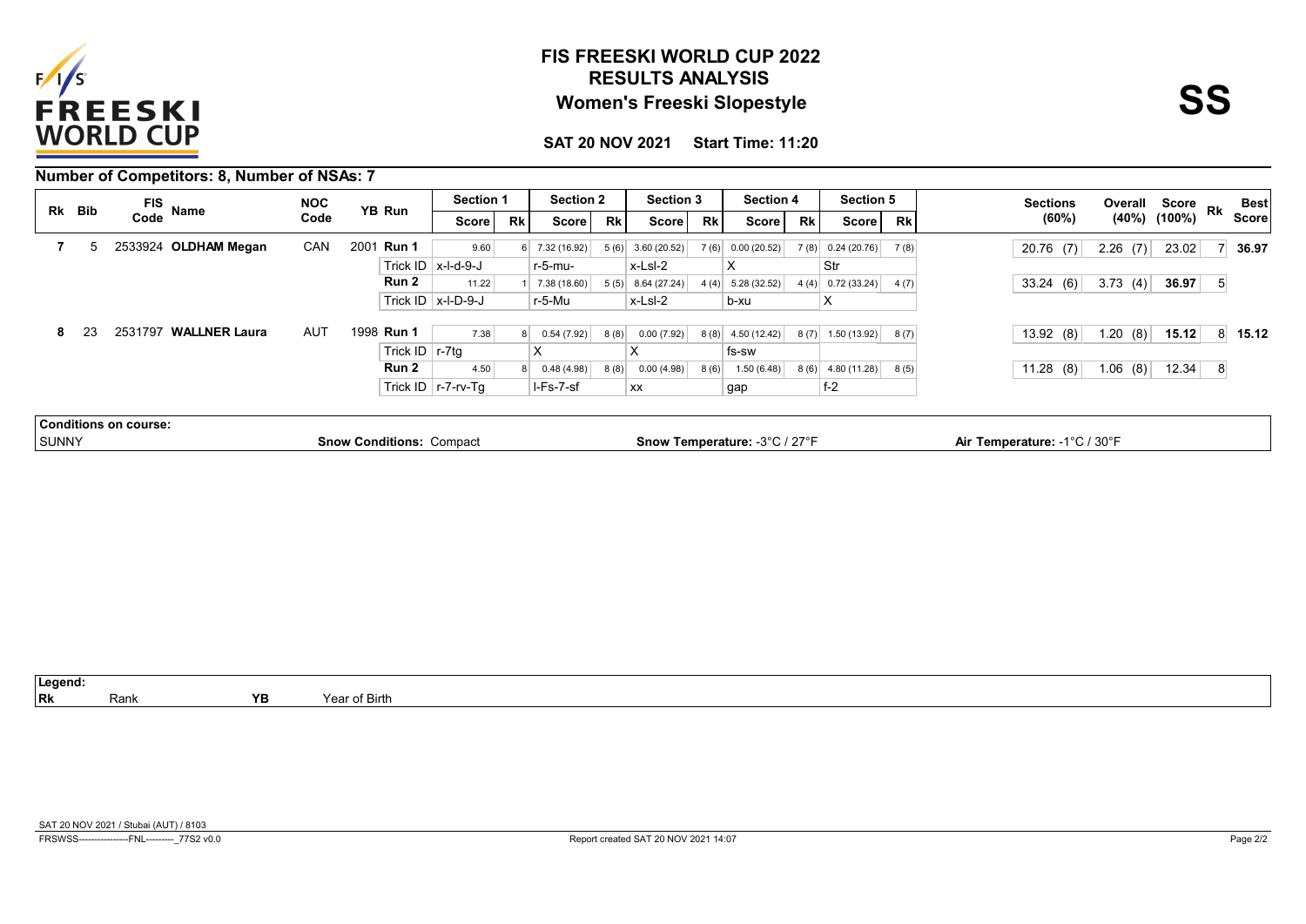# FIS FREESKI WORLD CUP 2022
## RESULTS ANALYSIS
### Women's Freeski Slopestyle

**SS**

**SAT 20 NOV 2021 Start Time: 11:20**

**Number of Competitors: 8, Number of NSAs: 7**

| Rk | Bib | FIS Code | Name | NOC Code | YB | Run | Section 1 Score | Section 1 Rk | Section 2 Score | Section 2 Rk | Section 3 Score | Section 3 Rk | Section 4 Score | Section 4 Rk | Section 5 Score | Section 5 Rk | Sections (60%) | Overall (40%) | Score (100%) | Rk | Best Score |
|---|---|---|---|---|---|---|---|---|---|---|---|---|---|---|---|---|---|---|---|---|---|
| 7 | 5 | 2533924 | **OLDHAM Megan** | CAN | 2001 | **Run 1** | 9.60 | 6 | 7.32 (16.92) | 5 (6) | 3.60 (20.52) | 7 (6) | 0.00 (20.52) | 7 (8) | 0.24 (20.76) | 7 (8) | 20.76 (7) | 2.26 (7) | 23.02 | 7 | **36.97** |
| | | | | | | Trick ID | x-l-d-9-J | | r-5-mu- | | x-Lsl-2 | | X | | Str | | | | | | |
| | | | | | | **Run 2** | 11.22 | 1 | 7.38 (18.60) | 5 (5) | 8.64 (27.24) | 4 (4) | 5.28 (32.52) | 4 (4) | 0.72 (33.24) | 4 (7) | 33.24 (6) | 3.73 (4) | **36.97** | 5 | |
| | | | | | | Trick ID | x-l-D-9-J | | r-5-Mu | | x-Lsl-2 | | b-xu | | X | | | | | | |
| 8 | 23 | 2531797 | **WALLNER Laura** | AUT | 1998 | **Run 1** | 7.38 | 8 | 0.54 (7.92) | 8 (8) | 0.00 (7.92) | 8 (8) | 4.50 (12.42) | 8 (7) | 1.50 (13.92) | 8 (7) | 13.92 (8) | 1.20 (8) | **15.12** | 8 | **15.12** |
| | | | | | | Trick ID | r-7tg | | X | | X | | fs-sw | | | | | | | | |
| | | | | | | **Run 2** | 4.50 | 8 | 0.48 (4.98) | 8 (8) | 0.00 (4.98) | 8 (6) | 1.50 (6.48) | 8 (6) | 4.80 (11.28) | 8 (5) | 11.28 (8) | 1.06 (8) | 12.34 | 8 | |
| | | | | | | Trick ID | r-7-rv-Tg | | l-Fs-7-sf | | xx | | gap | | f-2 | | | | | | |

**Conditions on course:**

SUNNY | **Snow Conditions:** Compact | **Snow Temperature:** -3°C / 27°F | **Air Temperature:** -1°C / 30°F

**Legend:**

**Rk** Rank **YB** Year of Birth

SAT 20 NOV 2021 / Stubai (AUT) / 8103

FRSWSS----------------FNL---------_77S2 v0.0 Report created SAT 20 NOV 2021 14:07